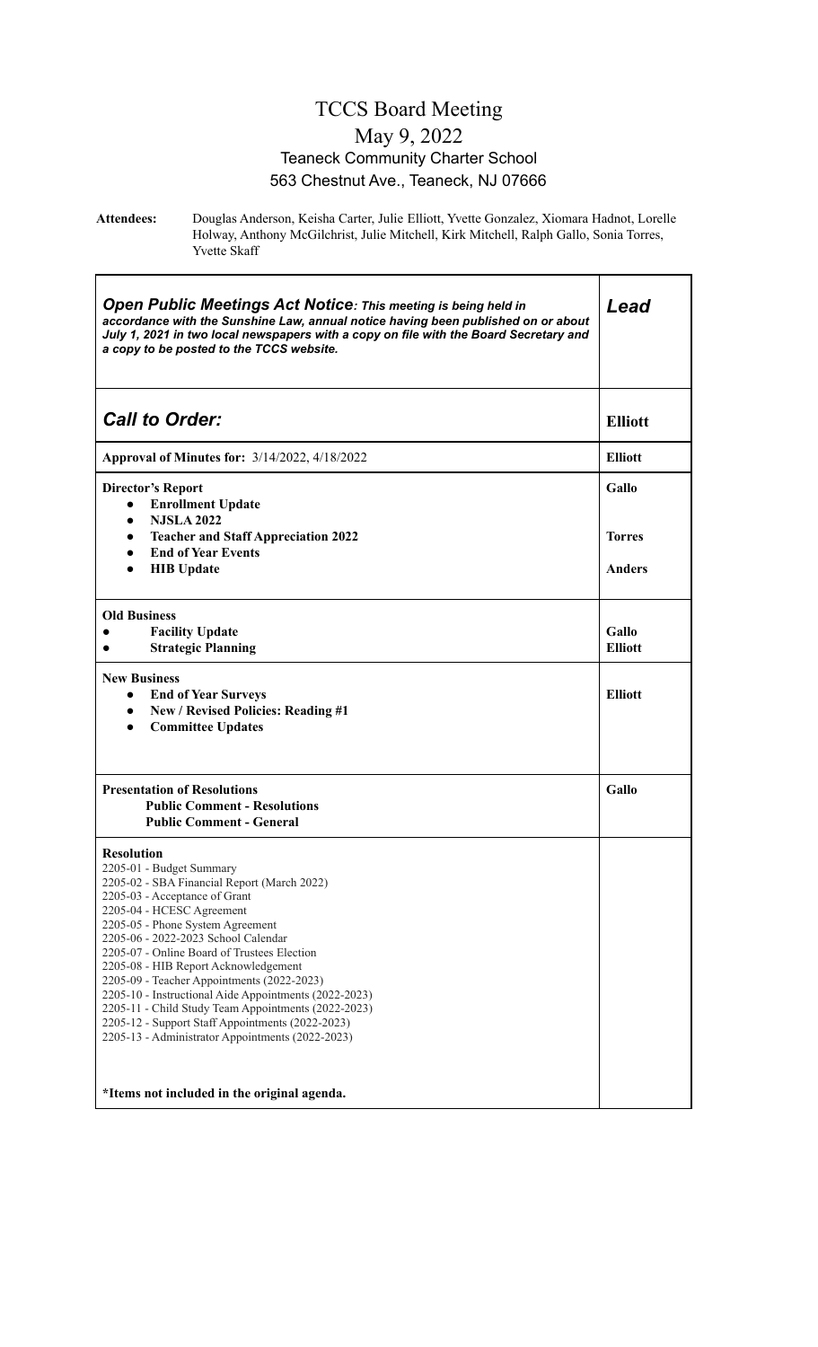# TCCS Board Meeting

## May 9, 2022

### Teaneck Community Charter School

### 563 Chestnut Ave., Teaneck, NJ 07666

**Attendees:** Douglas Anderson, Keisha Carter, Julie Elliott, Yvette Gonzalez, Xiomara Hadnot, Lorelle Holway, Anthony McGilchrist, Julie Mitchell, Kirk Mitchell, Ralph Gallo, Sonia Torres, Yvette Skaff

| ***Open Public Meetings Act Notice**: This meeting is being held in accordance with the Sunshine Law, annual notice having been published on or about July 1, 2021 in two local newspapers with a copy on file with the Board Secretary and a copy to be posted to the TCCS website.* | ***Lead*** |
|---|---|
| ***Call to Order:*** | **Elliott** |
| **Approval of Minutes for:** 3/14/2022, 4/18/2022 | **Elliott** |
| **Director's Report**<br>• **Enrollment Update**<br>• **NJSLA 2022**<br>• **Teacher and Staff Appreciation 2022**<br>• **End of Year Events**<br>• **HIB Update** | **Gallo**<br><br>**Torres**<br><br>**Anders** |
| **Old Business**<br>• **Facility Update**<br>• **Strategic Planning** | **Gallo**<br>**Elliott** |
| **New Business**<br>• **End of Year Surveys**<br>• **New / Revised Policies: Reading #1**<br>• **Committee Updates** | **Elliott** |
| **Presentation of Resolutions**<br>**Public Comment - Resolutions**<br>**Public Comment - General** | **Gallo** |
| **Resolution**<br>2205-01 - Budget Summary<br>2205-02 - SBA Financial Report (March 2022)<br>2205-03 - Acceptance of Grant<br>2205-04 - HCESC Agreement<br>2205-05 - Phone System Agreement<br>2205-06 - 2022-2023 School Calendar<br>2205-07 - Online Board of Trustees Election<br>2205-08 - HIB Report Acknowledgement<br>2205-09 - Teacher Appointments (2022-2023)<br>2205-10 - Instructional Aide Appointments (2022-2023)<br>2205-11 - Child Study Team Appointments (2022-2023)<br>2205-12 - Support Staff Appointments (2022-2023)<br>2205-13 - Administrator Appointments (2022-2023)<br><br>**\*Items not included in the original agenda.** | |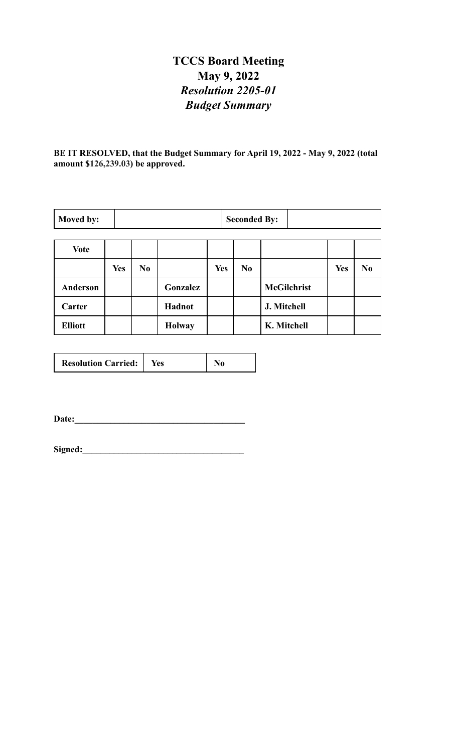# TCCS Board Meeting

## May 9, 2022

## *Resolution 2205-01*

## *Budget Summary*

**BE IT RESOLVED, that the Budget Summary for April 19, 2022 - May 9, 2022 (total amount $126,239.03) be approved.**

| **Moved by:** | | **Seconded By:** | |
|---|---|---|---|

| **Vote** | | | | | | | | |
|---|---|---|---|---|---|---|---|---|
| | **Yes** | **No** | | **Yes** | **No** | | **Yes** | **No** |
| **Anderson** | | | **Gonzalez** | | | **McGilchrist** | | |
| **Carter** | | | **Hadnot** | | | **J. Mitchell** | | |
| **Elliott** | | | **Holway** | | | **K. Mitchell** | | |

| **Resolution Carried:** | **Yes** | **No** |
|---|---|---|

**Date:**_____________________________________

**Signed:**___________________________________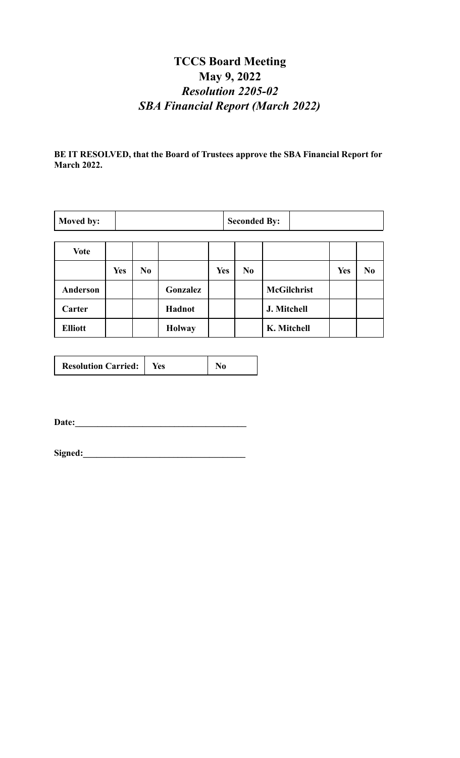# TCCS Board Meeting
# May 9, 2022
## *Resolution 2205-02*
## *SBA Financial Report (March 2022)*

**BE IT RESOLVED, that the Board of Trustees approve the SBA Financial Report for March 2022.**

| Moved by: | | Seconded By: | |
|---|---|---|---|

| Vote | | | | | | | | |
|---|---|---|---|---|---|---|---|---|
| | Yes | No | | Yes | No | | Yes | No |
| Anderson | | | Gonzalez | | | McGilchrist | | |
| Carter | | | Hadnot | | | J. Mitchell | | |
| Elliott | | | Holway | | | K. Mitchell | | |

| Resolution Carried: | Yes | No |
|---|---|---|

**Date:**\_\_\_\_\_\_\_\_\_\_\_\_\_\_\_\_\_\_\_\_\_\_\_\_\_\_\_\_\_\_\_\_\_\_\_\_\_\_

**Signed:**\_\_\_\_\_\_\_\_\_\_\_\_\_\_\_\_\_\_\_\_\_\_\_\_\_\_\_\_\_\_\_\_\_\_\_\_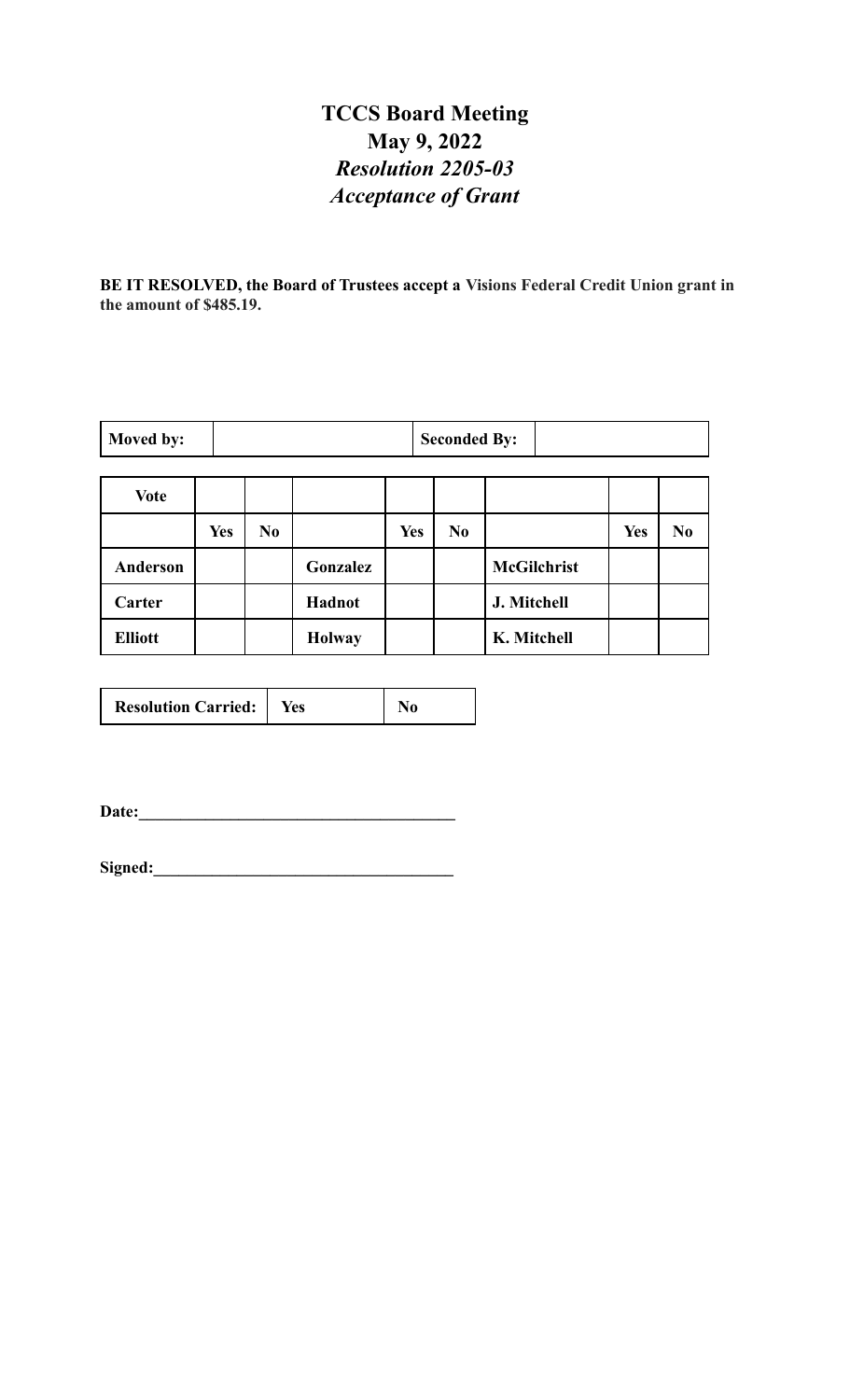# TCCS Board Meeting

## May 9, 2022

### *Resolution 2205-03*

### *Acceptance of Grant*

**BE IT RESOLVED, the Board of Trustees accept a Visions Federal Credit Union grant in the amount of $485.19.**

| **Moved by:** | | **Seconded By:** | |
|---|---|---|---|

| **Vote** | | | | | | | | |
|---|---|---|---|---|---|---|---|---|
| | **Yes** | **No** | | **Yes** | **No** | | **Yes** | **No** |
| **Anderson** | | | **Gonzalez** | | | **McGilchrist** | | |
| **Carter** | | | **Hadnot** | | | **J. Mitchell** | | |
| **Elliott** | | | **Holway** | | | **K. Mitchell** | | |

| **Resolution Carried:** | **Yes** | **No** |
|---|---|---|

**Date:**_____________________________________

**Signed:**___________________________________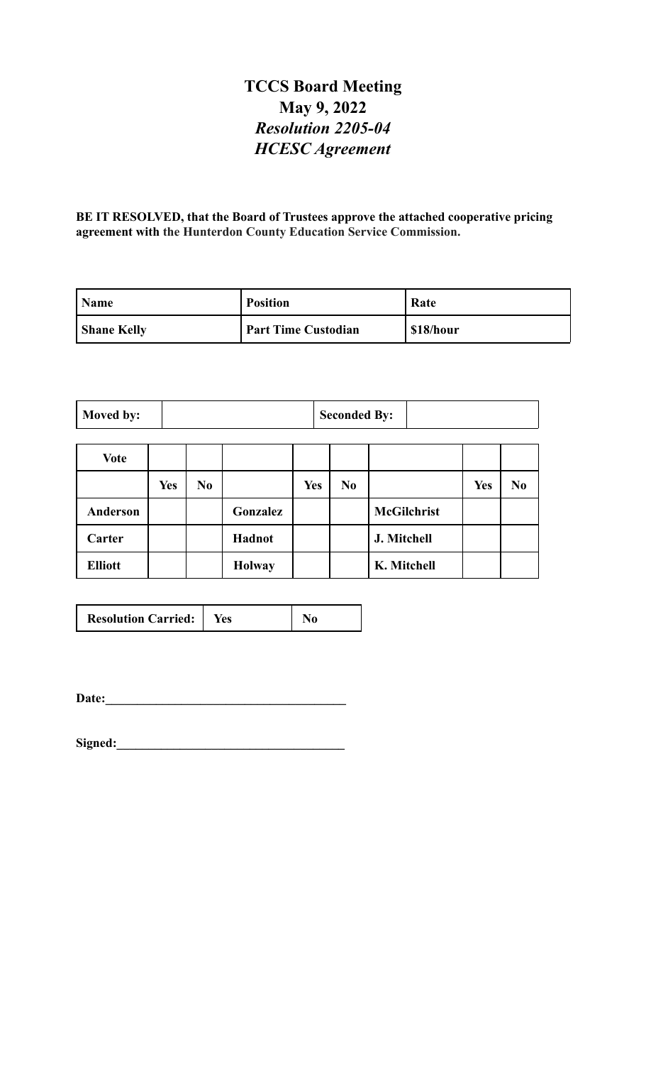# TCCS Board Meeting
## May 9, 2022
### *Resolution 2205-04*
### *HCESC Agreement*

**BE IT RESOLVED, that the Board of Trustees approve the attached cooperative pricing agreement with the Hunterdon County Education Service Commission.**

| **Name** | **Position** | **Rate** |
|---|---|---|
| **Shane Kelly** | **Part Time Custodian** | **$18/hour** |

| **Moved by:** | | **Seconded By:** | |
|---|---|---|---|

| **Vote** | | | | | | | | |
|---|---|---|---|---|---|---|---|---|
| | **Yes** | **No** | | **Yes** | **No** | | **Yes** | **No** |
| **Anderson** | | | **Gonzalez** | | | **McGilchrist** | | |
| **Carter** | | | **Hadnot** | | | **J. Mitchell** | | |
| **Elliott** | | | **Holway** | | | **K. Mitchell** | | |

| **Resolution Carried:** | **Yes** | **No** |
|---|---|---|

**Date:**\_\_\_\_\_\_\_\_\_\_\_\_\_\_\_\_\_\_\_\_\_\_\_\_\_\_\_\_\_\_\_\_\_\_\_\_

**Signed:**\_\_\_\_\_\_\_\_\_\_\_\_\_\_\_\_\_\_\_\_\_\_\_\_\_\_\_\_\_\_\_\_\_\_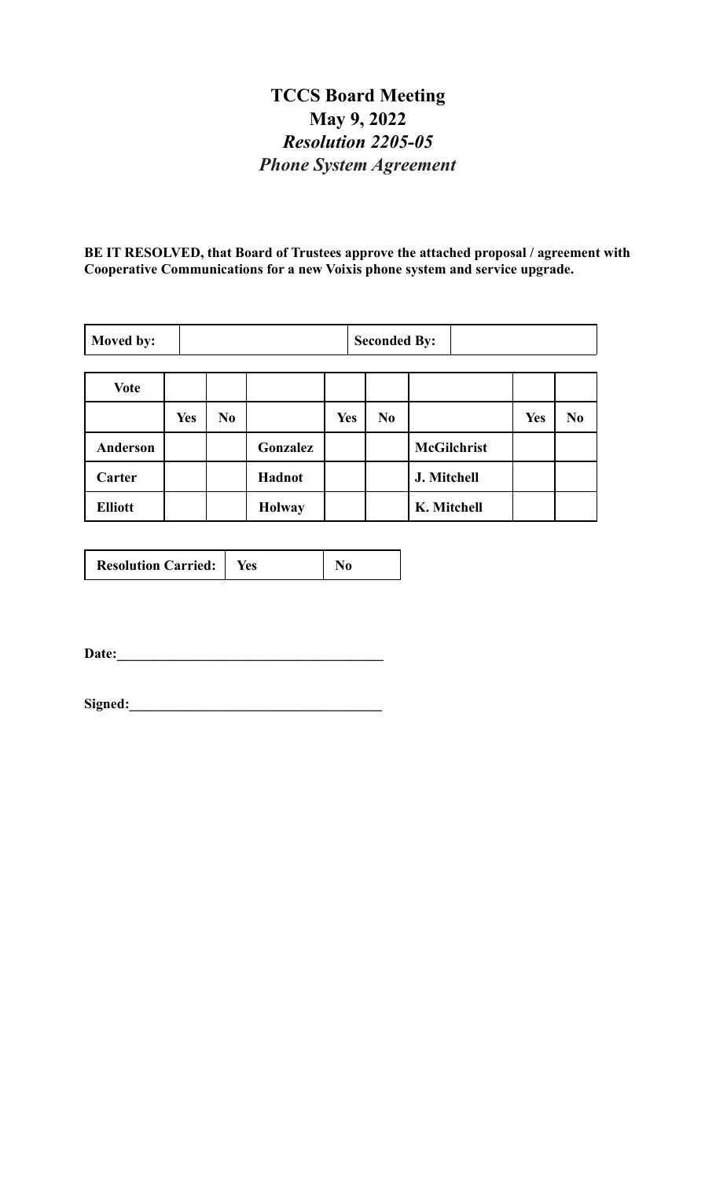# TCCS Board Meeting
## May 9, 2022
### *Resolution 2205-05*
### *Phone System Agreement*

**BE IT RESOLVED, that Board of Trustees approve the attached proposal / agreement with Cooperative Communications for a new Voixis phone system and service upgrade.**

| **Moved by:** | | **Seconded By:** | |
|---|---|---|---|

| **Vote** | | | | | | | | |
|---|---|---|---|---|---|---|---|---|
| | **Yes** | **No** | | **Yes** | **No** | | **Yes** | **No** |
| **Anderson** | | | **Gonzalez** | | | **McGilchrist** | | |
| **Carter** | | | **Hadnot** | | | **J. Mitchell** | | |
| **Elliott** | | | **Holway** | | | **K. Mitchell** | | |

| **Resolution Carried:** | **Yes** | **No** |
|---|---|---|

**Date:**______________________________________

**Signed:**____________________________________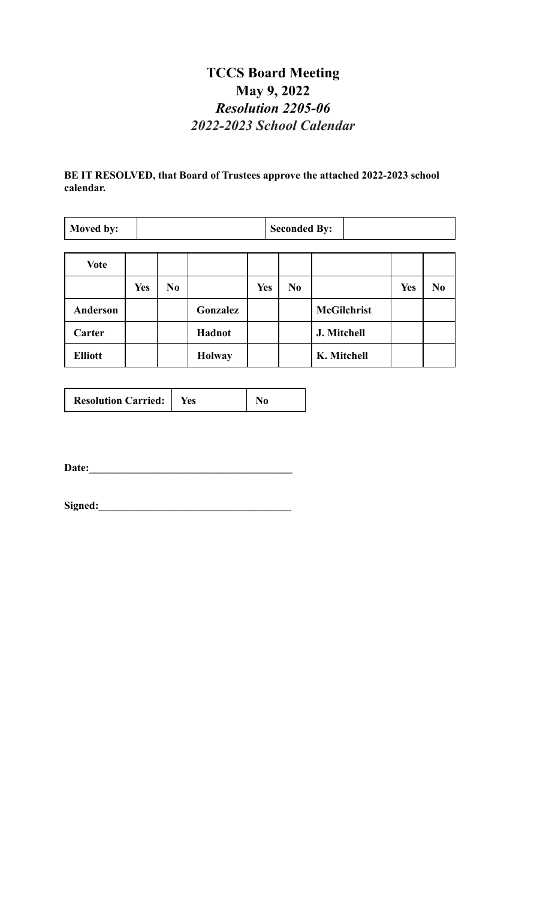# TCCS Board Meeting

## May 9, 2022

### *Resolution 2205-06*

### *2022-2023 School Calendar*

**BE IT RESOLVED, that Board of Trustees approve the attached 2022-2023 school calendar.**

| **Moved by:** | | **Seconded By:** | |
|---|---|---|---|

| **Vote** | | | | | | | | |
|---|---|---|---|---|---|---|---|---|
| | **Yes** | **No** | | **Yes** | **No** | | **Yes** | **No** |
| **Anderson** | | | **Gonzalez** | | | **McGilchrist** | | |
| **Carter** | | | **Hadnot** | | | **J. Mitchell** | | |
| **Elliott** | | | **Holway** | | | **K. Mitchell** | | |

| **Resolution Carried:** | **Yes** | **No** |
|---|---|---|

**Date:**______________________________________

**Signed:**____________________________________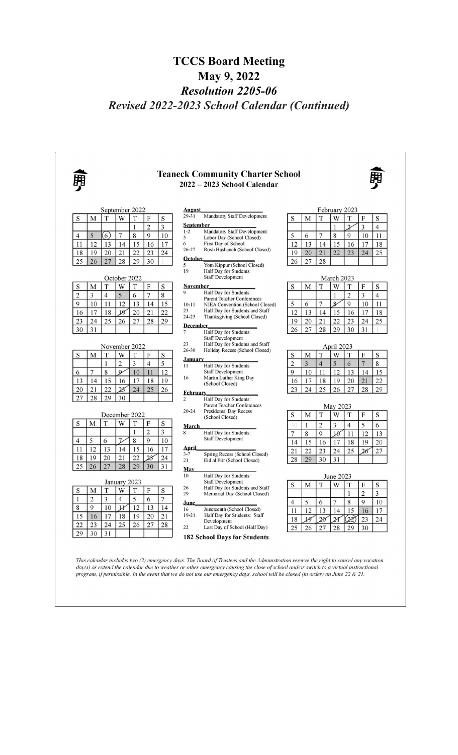# TCCS Board Meeting

## May 9, 2022

### *Resolution 2205-06*

### *Revised 2022-2023 School Calendar (Continued)*

## Teaneck Community Charter School

### 2022 – 2023 School Calendar

**September 2022**

| S | M | T | W | T | F | S |
|---|---|---|---|---|---|---|
| | | | | 1 | 2 | 3 |
| 4 | 5 | (6) | 7 | 8 | 9 | 10 |
| 11 | 12 | 13 | 14 | 15 | 16 | 17 |
| 18 | 19 | 20 | 21 | 22 | 23 | 24 |
| 25 | 26 | 27 | 28 | 29 | 30 | 1 |

**October 2022**

| S | M | T | W | T | F | S |
|---|---|---|---|---|---|---|
| | | | | | | 1 |
| 2 | 3 | 4 | 5 | 6 | 7 | 8 |
| 9 | 10 | 11 | 12 | 13 | 14 | 15 |
| 16 | 17 | 18 | 19 | 20 | 21 | 22 |
| 23 | 24 | 25 | 26 | 27 | 28 | 29 |
| 30 | 31 | | | | | |

**November 2022**

| S | M | T | W | T | F | S |
|---|---|---|---|---|---|---|
| | | 1 | 2 | 3 | 4 | 5 |
| 6 | 7 | 8 | 9 | 10 | 11 | 12 |
| 13 | 14 | 15 | 16 | 17 | 18 | 19 |
| 20 | 21 | 22 | 23 | 24 | 25 | 26 |
| 27 | 28 | 29 | 30 | | | |

**December 2022**

| S | M | T | W | T | F | S |
|---|---|---|---|---|---|---|
| | | | | 1 | 2 | 3 |
| 4 | 5 | 6 | 7 | 8 | 9 | 10 |
| 11 | 12 | 13 | 14 | 15 | 16 | 17 |
| 18 | 19 | 20 | 21 | 22 | 23 | 24 |
| 25 | 26 | 27 | 28 | 29 | 30 | 31 |

**January 2023**

| S | M | T | W | T | F | S |
|---|---|---|---|---|---|---|
| 1 | 2 | 3 | 4 | 5 | 6 | 7 |
| 8 | 9 | 10 | 11 | 12 | 13 | 14 |
| 15 | 16 | 17 | 18 | 19 | 20 | 21 |
| 22 | 23 | 24 | 25 | 26 | 27 | 28 |
| 29 | 30 | 31 | | | | |

**August**
- 29-31 Mandatory Staff Development

**September**
- 1-2 Mandatory Staff Development
- 5 Labor Day (School Closed)
- 6 First Day of School
- 26-27 Rosh Hashanah (School Closed)

**October**
- 5 Yom Kippur (School Closed)
- 19 Half Day for Students: Staff Development

**November**
- 9 Half Day for Students: Parent Teacher Conferences
- 10-11 NJEA Convention (School Closed)
- 23 Half Day for Students and Staff
- 24-25 Thanksgiving (School Closed)

**December**
- 7 Half Day for Students: Staff Development
- 23 Half Day for Students and Staff
- 26-30 Holiday Recess (School Closed)

**January**
- 11 Half Day for Students: Staff Development
- 16 Martin Luther King Day (School Closed)

**February**
- 2 Half Day for Students: Parent Teacher Conferences
- 20-24 Presidents' Day Recess (School Closed)

**March**
- 8 Half Day for Students: Staff Development

**April**
- 3-7 Spring Recess (School Closed)
- 21 Eid al Fitr (School Closed)

**May**
- 10 Half Day for Students: Staff Development
- 26 Half Day for Students and Staff
- 29 Memorial Day (School Closed)

**June**
- 16 Juneteenth (School Closed)
- 19-21 Half Day for Students: Staff Development
- 22 Last Day of School (Half Day)

**182 School Days for Students**

**February 2023**

| S | M | T | W | T | F | S |
|---|---|---|---|---|---|---|
| | | | 1 | 2 | 3 | 4 |
| 5 | 6 | 7 | 8 | 9 | 10 | 11 |
| 12 | 13 | 14 | 15 | 16 | 17 | 18 |
| 19 | 20 | 21 | 22 | 23 | 24 | 25 |
| 26 | 27 | 28 | | | | |

**March 2023**

| S | M | T | W | T | F | S |
|---|---|---|---|---|---|---|
| | | | 1 | 2 | 3 | 4 |
| 5 | 6 | 7 | 8 | 9 | 10 | 11 |
| 12 | 13 | 14 | 15 | 16 | 17 | 18 |
| 19 | 20 | 21 | 22 | 23 | 24 | 25 |
| 26 | 27 | 28 | 29 | 30 | 31 | 1 |

**April 2023**

| S | M | T | W | T | F | S |
|---|---|---|---|---|---|---|
| | | | | | | 1 |
| 2 | 3 | 4 | 5 | 6 | 7 | 8 |
| 9 | 10 | 11 | 12 | 13 | 14 | 15 |
| 16 | 17 | 18 | 19 | 20 | 21 | 22 |
| 23 | 24 | 25 | 26 | 27 | 28 | 29 |

**May 2023**

| S | M | T | W | T | F | S |
|---|---|---|---|---|---|---|
| 30 | 1 | 2 | 3 | 4 | 5 | 6 |
| 7 | 8 | 9 | 10 | 11 | 12 | 13 |
| 14 | 15 | 16 | 17 | 18 | 19 | 20 |
| 21 | 22 | 23 | 24 | 25 | 26 | 27 |
| 28 | 29 | 30 | 31 | | | |

**June 2023**

| S | M | T | W | T | F | S |
|---|---|---|---|---|---|---|
| | | | | 1 | 2 | 3 |
| 4 | 5 | 6 | 7 | 8 | 9 | 10 |
| 11 | 12 | 13 | 14 | 15 | 16 | 17 |
| 18 | 19 | 20 | 21 | (22) | 23 | 24 |
| 25 | 26 | 27 | 28 | 29 | 30 | |

*This calendar includes two (2) emergency days. The Board of Trustees and the Administration reserve the right to cancel any vacation day(s) or extend the calendar due to weather or other emergency causing the close of school and/or switch to a virtual instructional program, if permissible. In the event that we do not use our emergency days, school will be closed (in order) on June 22 & 21.*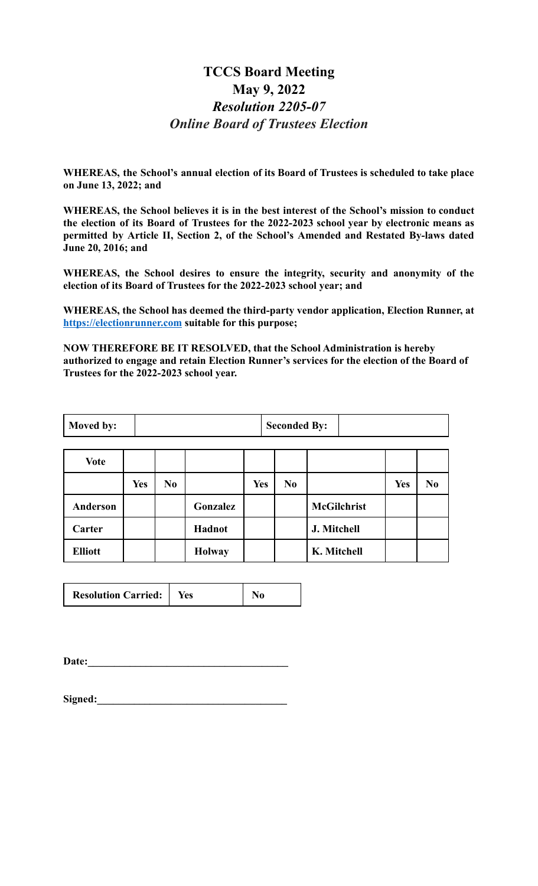# TCCS Board Meeting

## May 9, 2022

### *Resolution 2205-07*

### *Online Board of Trustees Election*

**WHEREAS, the School's annual election of its Board of Trustees is scheduled to take place on June 13, 2022; and**

**WHEREAS, the School believes it is in the best interest of the School's mission to conduct the election of its Board of Trustees for the 2022-2023 school year by electronic means as permitted by Article II, Section 2, of the School's Amended and Restated By-laws dated June 20, 2016; and**

**WHEREAS, the School desires to ensure the integrity, security and anonymity of the election of its Board of Trustees for the 2022-2023 school year; and**

**WHEREAS, the School has deemed the third-party vendor application, Election Runner, at [https://electionrunner.com](https://electionrunner.com) suitable for this purpose;**

**NOW THEREFORE BE IT RESOLVED, that the School Administration is hereby authorized to engage and retain Election Runner's services for the election of the Board of Trustees for the 2022-2023 school year.**

| **Moved by:** | | **Seconded By:** | |
|---|---|---|---|

| **Vote** | | | | | | | | |
|---|---|---|---|---|---|---|---|---|
| | **Yes** | **No** | | **Yes** | **No** | | **Yes** | **No** |
| **Anderson** | | | **Gonzalez** | | | **McGilchrist** | | |
| **Carter** | | | **Hadnot** | | | **J. Mitchell** | | |
| **Elliott** | | | **Holway** | | | **K. Mitchell** | | |

| **Resolution Carried:** | **Yes** | **No** |
|---|---|---|

**Date:**\_\_\_\_\_\_\_\_\_\_\_\_\_\_\_\_\_\_\_\_\_\_\_\_\_\_\_\_\_\_\_\_\_\_\_\_\_

**Signed:**\_\_\_\_\_\_\_\_\_\_\_\_\_\_\_\_\_\_\_\_\_\_\_\_\_\_\_\_\_\_\_\_\_\_\_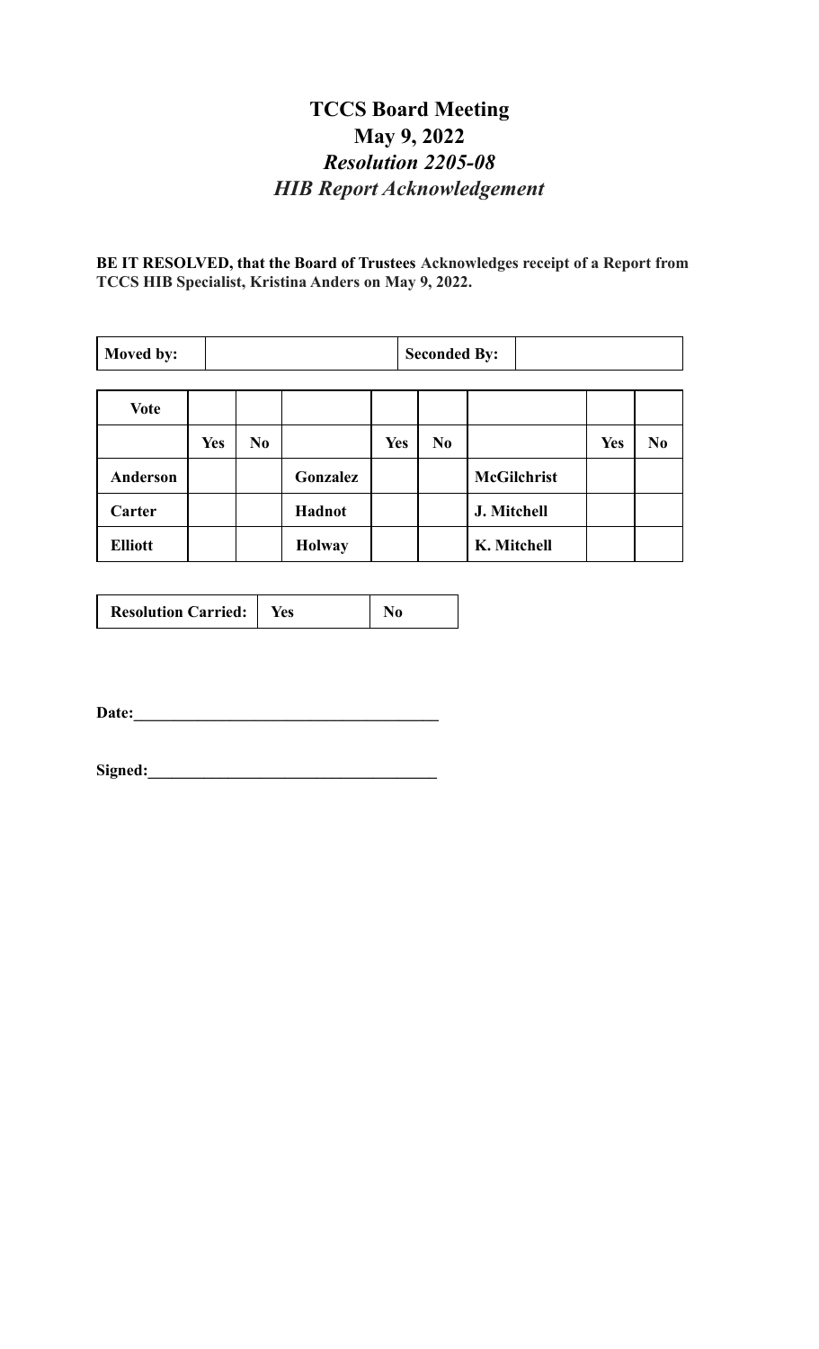# TCCS Board Meeting
# May 9, 2022
## *Resolution 2205-08*
## *HIB Report Acknowledgement*

**BE IT RESOLVED, that the Board of Trustees Acknowledges receipt of a Report from TCCS HIB Specialist, Kristina Anders on May 9, 2022.**

| **Moved by:** | | **Seconded By:** | |
|---|---|---|---|

| **Vote** | | | | | | | | |
|---|---|---|---|---|---|---|---|---|
| | **Yes** | **No** | | **Yes** | **No** | | **Yes** | **No** |
| **Anderson** | | | **Gonzalez** | | | **McGilchrist** | | |
| **Carter** | | | **Hadnot** | | | **J. Mitchell** | | |
| **Elliott** | | | **Holway** | | | **K. Mitchell** | | |

| **Resolution Carried:** | **Yes** | **No** |
|---|---|---|

**Date:**\_\_\_\_\_\_\_\_\_\_\_\_\_\_\_\_\_\_\_\_\_\_\_\_\_\_\_\_\_\_\_\_\_\_\_\_\_\_

**Signed:**\_\_\_\_\_\_\_\_\_\_\_\_\_\_\_\_\_\_\_\_\_\_\_\_\_\_\_\_\_\_\_\_\_\_\_\_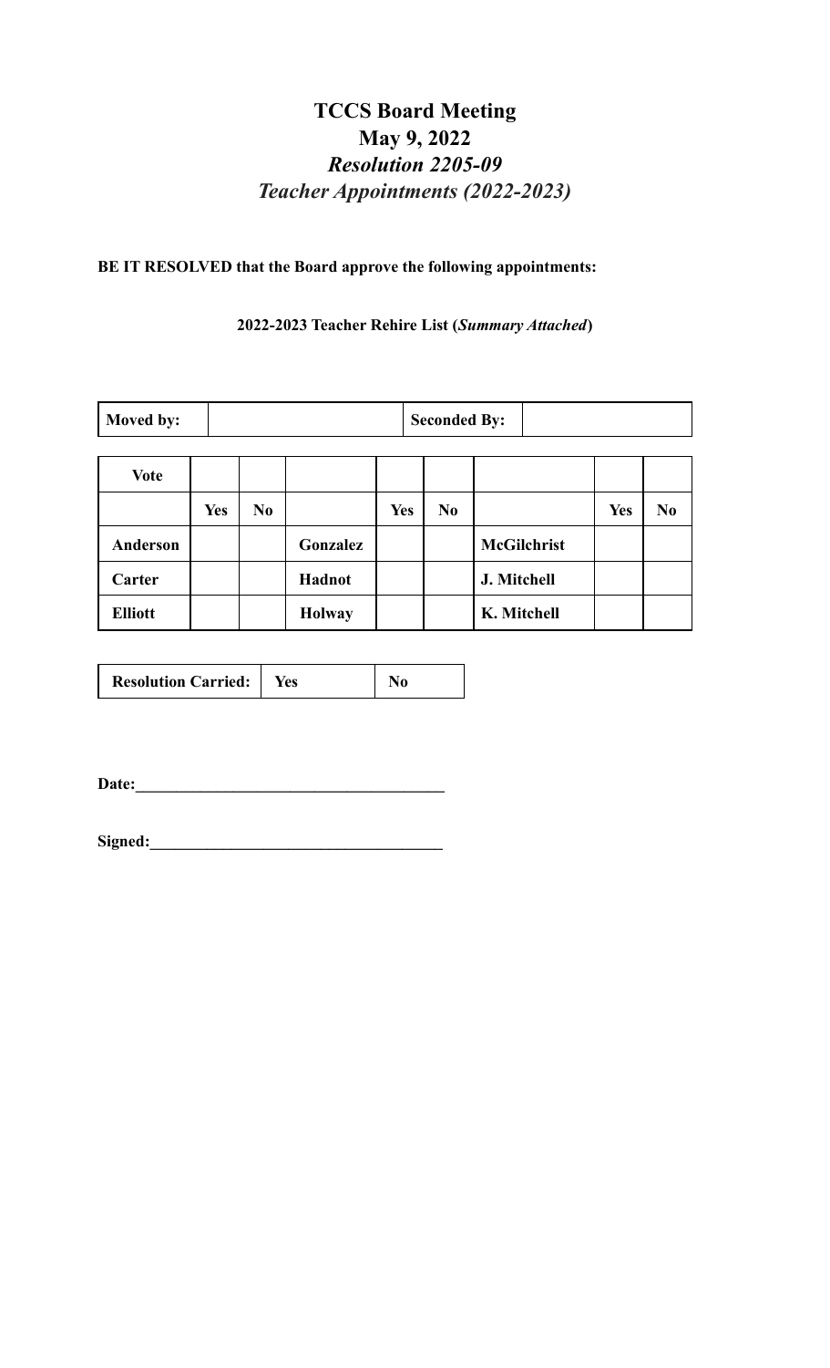# TCCS Board Meeting
# May 9, 2022
## *Resolution 2205-09*
## *Teacher Appointments (2022-2023)*

**BE IT RESOLVED that the Board approve the following appointments:**

**2022-2023 Teacher Rehire List (*Summary Attached*)**

| **Moved by:** | | **Seconded By:** | |
|---|---|---|---|

| **Vote** | | | | | | | | |
|---|---|---|---|---|---|---|---|---|
| | **Yes** | **No** | | **Yes** | **No** | | **Yes** | **No** |
| **Anderson** | | | **Gonzalez** | | | **McGilchrist** | | |
| **Carter** | | | **Hadnot** | | | **J. Mitchell** | | |
| **Elliott** | | | **Holway** | | | **K. Mitchell** | | |

| **Resolution Carried:** | **Yes** | **No** |
|---|---|---|

**Date:**______________________________________

**Signed:**____________________________________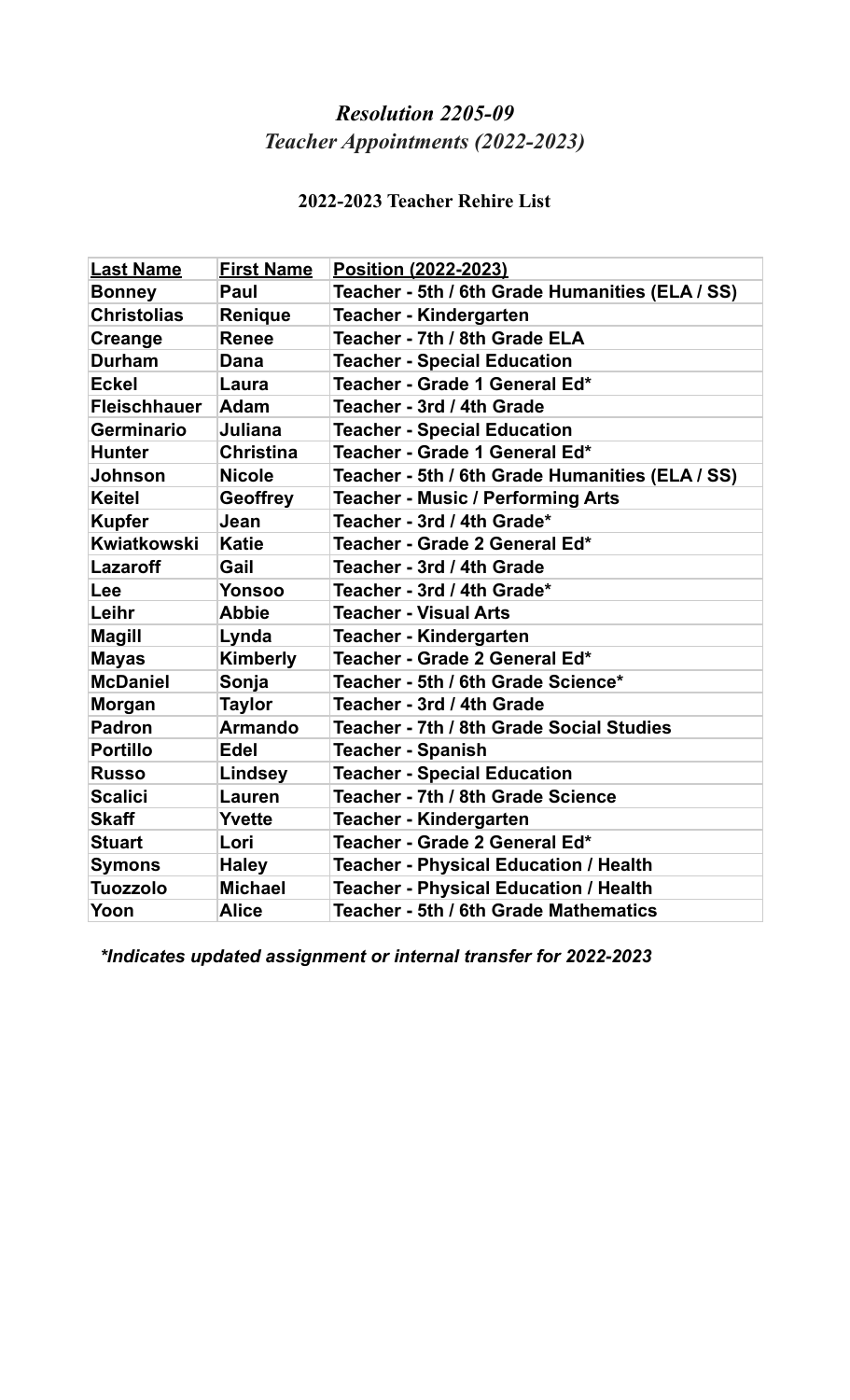# *Resolution 2205-09*
# *Teacher Appointments (2022-2023)*

## 2022-2023 Teacher Rehire List

| Last Name | First Name | Position (2022-2023) |
| --- | --- | --- |
| **Bonney** | **Paul** | **Teacher - 5th / 6th Grade Humanities (ELA / SS)** |
| **Christolias** | **Renique** | **Teacher - Kindergarten** |
| **Creange** | **Renee** | **Teacher - 7th / 8th Grade ELA** |
| **Durham** | **Dana** | **Teacher - Special Education** |
| **Eckel** | **Laura** | **Teacher - Grade 1 General Ed*** |
| **Fleischhauer** | **Adam** | **Teacher - 3rd / 4th Grade** |
| **Germinario** | **Juliana** | **Teacher - Special Education** |
| **Hunter** | **Christina** | **Teacher - Grade 1 General Ed*** |
| **Johnson** | **Nicole** | **Teacher - 5th / 6th Grade Humanities (ELA / SS)** |
| **Keitel** | **Geoffrey** | **Teacher - Music / Performing Arts** |
| **Kupfer** | **Jean** | **Teacher - 3rd / 4th Grade*** |
| **Kwiatkowski** | **Katie** | **Teacher - Grade 2 General Ed*** |
| **Lazaroff** | **Gail** | **Teacher - 3rd / 4th Grade** |
| **Lee** | **Yonsoo** | **Teacher - 3rd / 4th Grade*** |
| **Leihr** | **Abbie** | **Teacher - Visual Arts** |
| **Magill** | **Lynda** | **Teacher - Kindergarten** |
| **Mayas** | **Kimberly** | **Teacher - Grade 2 General Ed*** |
| **McDaniel** | **Sonja** | **Teacher - 5th / 6th Grade Science*** |
| **Morgan** | **Taylor** | **Teacher - 3rd / 4th Grade** |
| **Padron** | **Armando** | **Teacher - 7th / 8th Grade Social Studies** |
| **Portillo** | **Edel** | **Teacher - Spanish** |
| **Russo** | **Lindsey** | **Teacher - Special Education** |
| **Scalici** | **Lauren** | **Teacher - 7th / 8th Grade Science** |
| **Skaff** | **Yvette** | **Teacher - Kindergarten** |
| **Stuart** | **Lori** | **Teacher - Grade 2 General Ed*** |
| **Symons** | **Haley** | **Teacher - Physical Education / Health** |
| **Tuozzolo** | **Michael** | **Teacher - Physical Education / Health** |
| **Yoon** | **Alice** | **Teacher - 5th / 6th Grade Mathematics** |

***Indicates updated assignment or internal transfer for 2022-2023***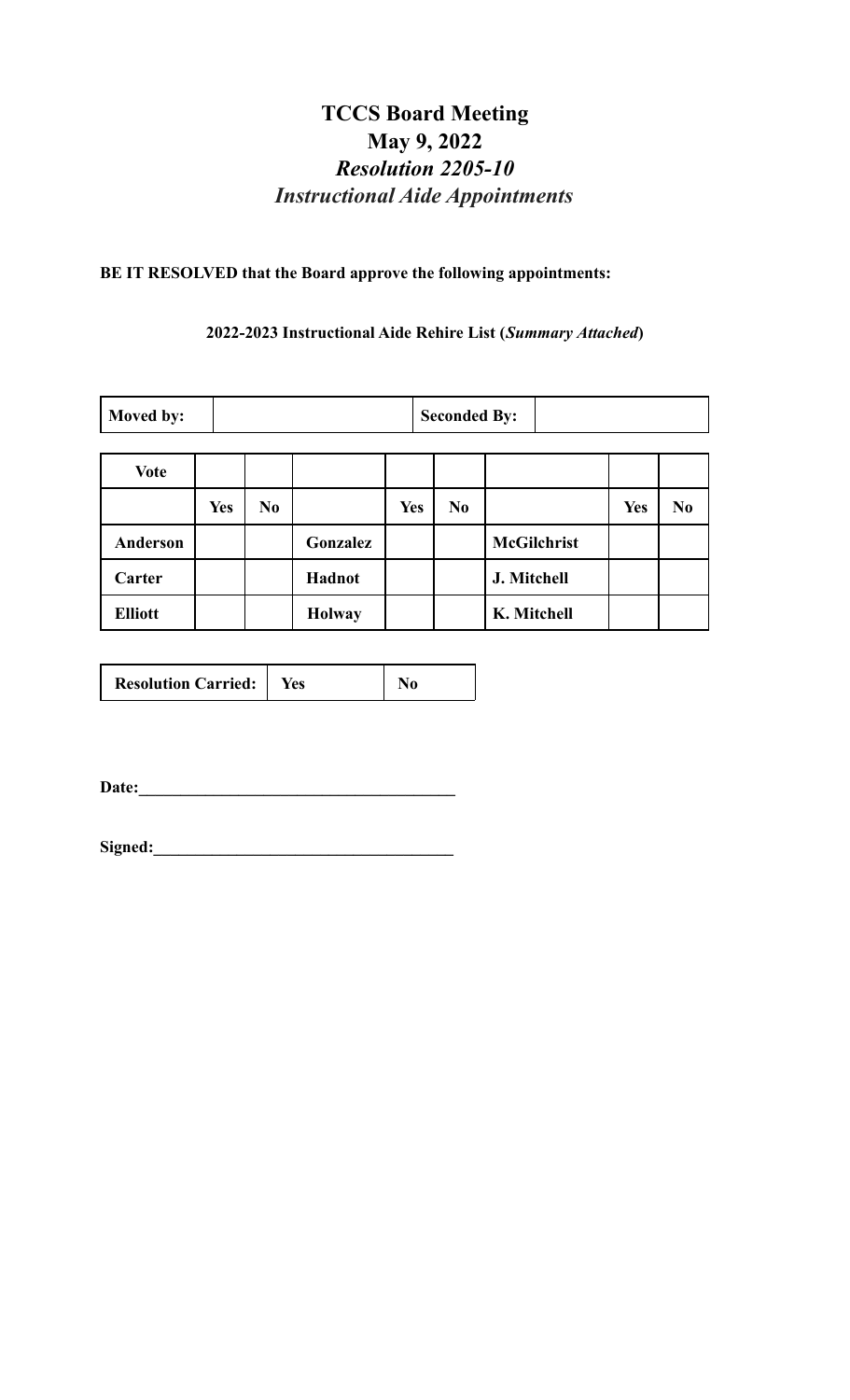# TCCS Board Meeting

## May 9, 2022

### *Resolution 2205-10*

### *Instructional Aide Appointments*

**BE IT RESOLVED that the Board approve the following appointments:**

**2022-2023 Instructional Aide Rehire List (*Summary Attached*)**

| **Moved by:** | | **Seconded By:** | |
|---|---|---|---|

| **Vote** | | | | | | | | |
|---|---|---|---|---|---|---|---|---|
| | **Yes** | **No** | | **Yes** | **No** | | **Yes** | **No** |
| **Anderson** | | | **Gonzalez** | | | **McGilchrist** | | |
| **Carter** | | | **Hadnot** | | | **J. Mitchell** | | |
| **Elliott** | | | **Holway** | | | **K. Mitchell** | | |

| **Resolution Carried:** | **Yes** | **No** |
|---|---|---|

**Date:**\_\_\_\_\_\_\_\_\_\_\_\_\_\_\_\_\_\_\_\_\_\_\_\_\_\_\_\_\_\_\_\_\_\_\_\_\_\_

**Signed:**\_\_\_\_\_\_\_\_\_\_\_\_\_\_\_\_\_\_\_\_\_\_\_\_\_\_\_\_\_\_\_\_\_\_\_\_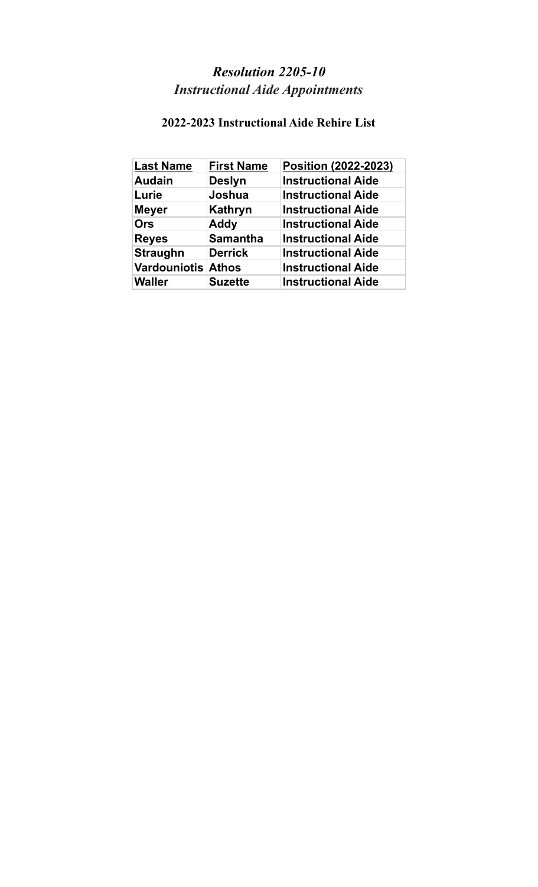# *Resolution 2205-10*
# *Instructional Aide Appointments*

## 2022-2023 Instructional Aide Rehire List

| Last Name | First Name | Position (2022-2023) |
|---|---|---|
| Audain | Deslyn | Instructional Aide |
| Lurie | Joshua | Instructional Aide |
| Meyer | Kathryn | Instructional Aide |
| Ors | Addy | Instructional Aide |
| Reyes | Samantha | Instructional Aide |
| Straughn | Derrick | Instructional Aide |
| Vardouniotis | Athos | Instructional Aide |
| Waller | Suzette | Instructional Aide |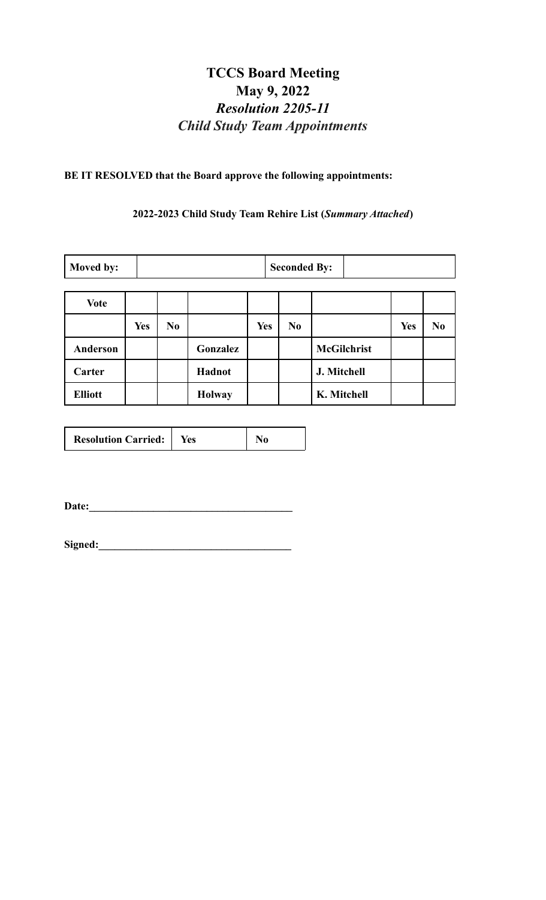# TCCS Board Meeting
## May 9, 2022
### *Resolution 2205-11*
### *Child Study Team Appointments*

**BE IT RESOLVED that the Board approve the following appointments:**

**2022-2023 Child Study Team Rehire List (*Summary Attached*)**

| **Moved by:** | | **Seconded By:** | |
|---|---|---|---|

| **Vote** | | | | | | | | |
|---|---|---|---|---|---|---|---|---|
| | **Yes** | **No** | | **Yes** | **No** | | **Yes** | **No** |
| **Anderson** | | | **Gonzalez** | | | **McGilchrist** | | |
| **Carter** | | | **Hadnot** | | | **J. Mitchell** | | |
| **Elliott** | | | **Holway** | | | **K. Mitchell** | | |

| **Resolution Carried:** | **Yes** | **No** |
|---|---|---|

**Date:**\_\_\_\_\_\_\_\_\_\_\_\_\_\_\_\_\_\_\_\_\_\_\_\_\_\_\_\_\_\_\_\_\_\_\_\_\_\_

**Signed:**\_\_\_\_\_\_\_\_\_\_\_\_\_\_\_\_\_\_\_\_\_\_\_\_\_\_\_\_\_\_\_\_\_\_\_\_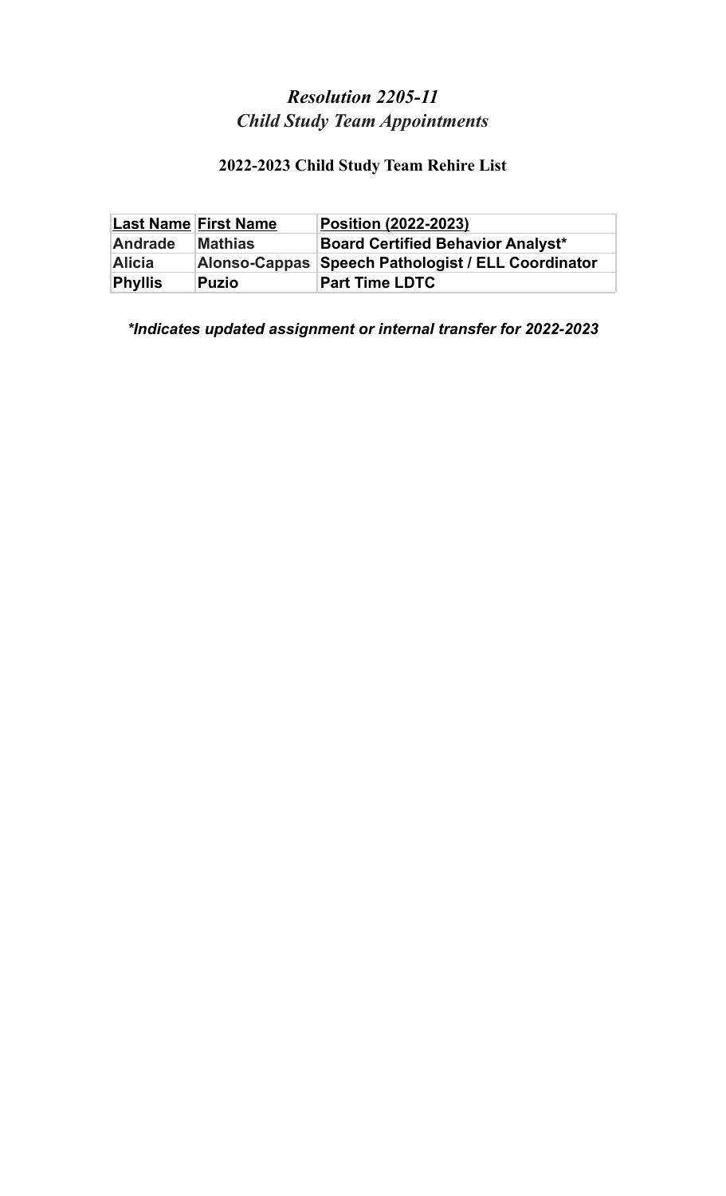# *Resolution 2205-11*
## *Child Study Team Appointments*

### 2022-2023 Child Study Team Rehire List

| Last Name | First Name | Position (2022-2023) |
| --- | --- | --- |
| Andrade | Mathias | Board Certified Behavior Analyst* |
| Alicia | Alonso-Cappas | Speech Pathologist / ELL Coordinator |
| Phyllis | Puzio | Part Time LDTC |

***Indicates updated assignment or internal transfer for 2022-2023**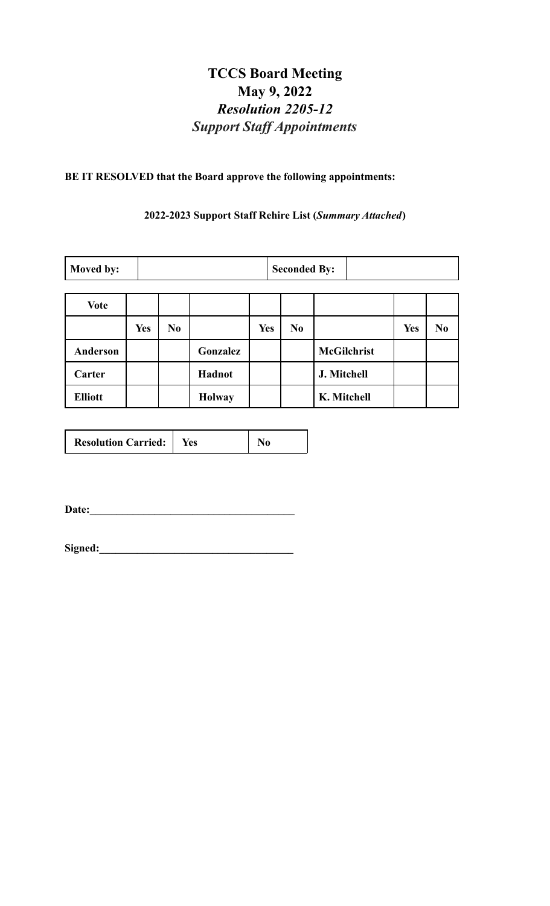# TCCS Board Meeting
# May 9, 2022
## *Resolution 2205-12*
## *Support Staff Appointments*

**BE IT RESOLVED that the Board approve the following appointments:**

**2022-2023 Support Staff Rehire List (*Summary Attached*)**

| **Moved by:** | | **Seconded By:** | |
|---|---|---|---|

| **Vote** | | | | | | | | |
|---|---|---|---|---|---|---|---|---|
| | **Yes** | **No** | | **Yes** | **No** | | **Yes** | **No** |
| **Anderson** | | | **Gonzalez** | | | **McGilchrist** | | |
| **Carter** | | | **Hadnot** | | | **J. Mitchell** | | |
| **Elliott** | | | **Holway** | | | **K. Mitchell** | | |

| **Resolution Carried:** | **Yes** | **No** |
|---|---|---|

**Date:**\_\_\_\_\_\_\_\_\_\_\_\_\_\_\_\_\_\_\_\_\_\_\_\_\_\_\_\_\_\_\_\_\_\_\_\_\_\_

**Signed:**\_\_\_\_\_\_\_\_\_\_\_\_\_\_\_\_\_\_\_\_\_\_\_\_\_\_\_\_\_\_\_\_\_\_\_\_\_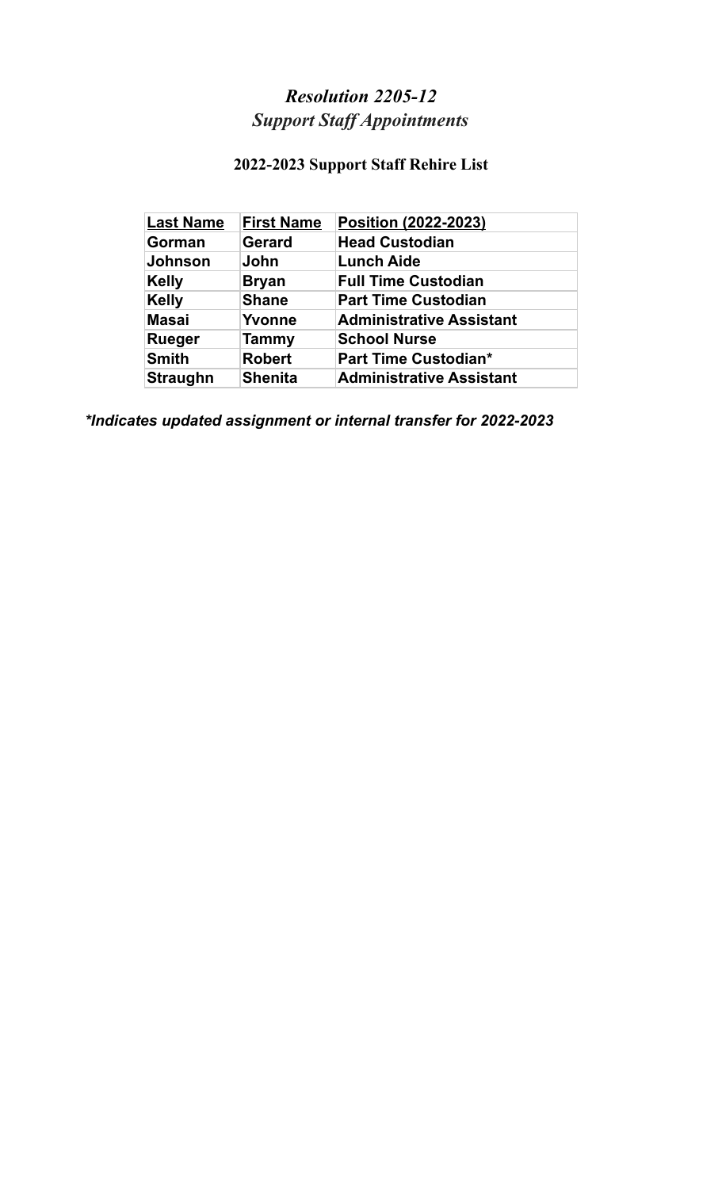# *Resolution 2205-12*
## *Support Staff Appointments*

### 2022-2023 Support Staff Rehire List

| Last Name | First Name | Position (2022-2023) |
|---|---|---|
| **Gorman** | **Gerard** | **Head Custodian** |
| **Johnson** | **John** | **Lunch Aide** |
| **Kelly** | **Bryan** | **Full Time Custodian** |
| **Kelly** | **Shane** | **Part Time Custodian** |
| **Masai** | **Yvonne** | **Administrative Assistant** |
| **Rueger** | **Tammy** | **School Nurse** |
| **Smith** | **Robert** | **Part Time Custodian*** |
| **Straughn** | **Shenita** | **Administrative Assistant** |

***Indicates updated assignment or internal transfer for 2022-2023**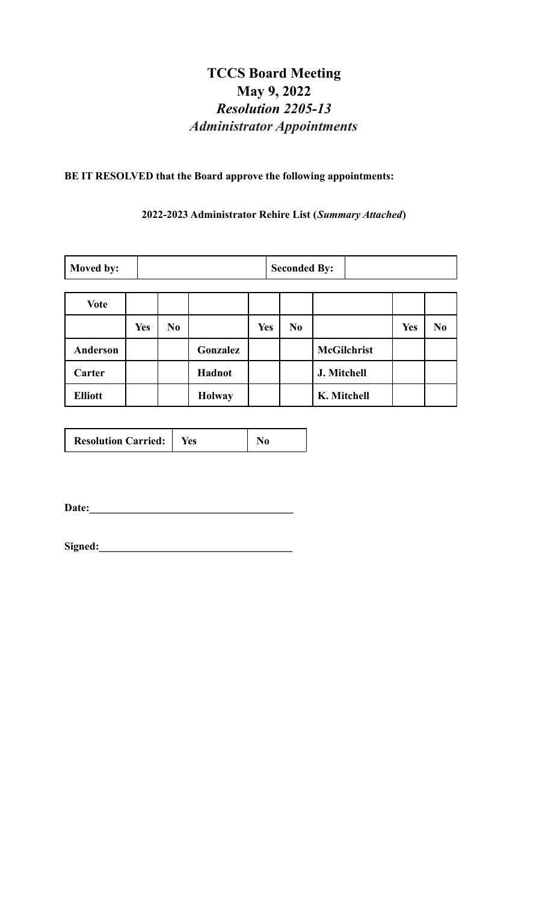# TCCS Board Meeting

## May 9, 2022

### *Resolution 2205-13*

### *Administrator Appointments*

**BE IT RESOLVED that the Board approve the following appointments:**

**2022-2023 Administrator Rehire List (*Summary Attached*)**

| **Moved by:** | | **Seconded By:** | |
|---|---|---|---|

| **Vote** | | | | | | | | |
|---|---|---|---|---|---|---|---|---|
| | **Yes** | **No** | | **Yes** | **No** | | **Yes** | **No** |
| **Anderson** | | | **Gonzalez** | | | **McGilchrist** | | |
| **Carter** | | | **Hadnot** | | | **J. Mitchell** | | |
| **Elliott** | | | **Holway** | | | **K. Mitchell** | | |

| **Resolution Carried:** | **Yes** | **No** |
|---|---|---|

**Date:**______________________________________

**Signed:**____________________________________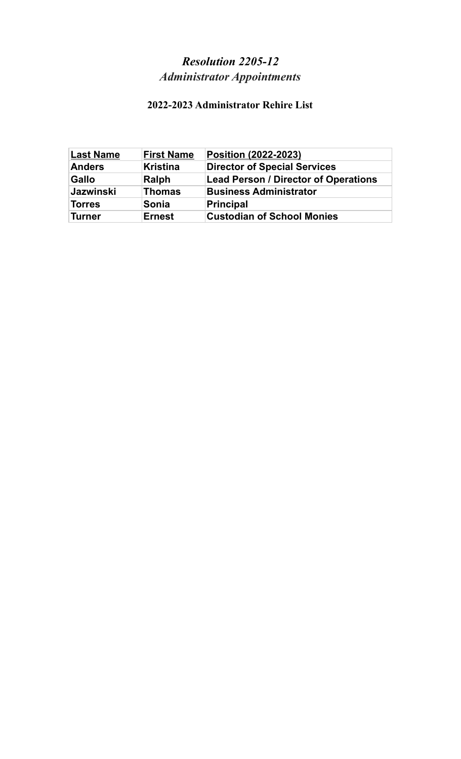# *Resolution 2205-12*
## *Administrator Appointments*

### 2022-2023 Administrator Rehire List

| Last Name | First Name | Position (2022-2023) |
|---|---|---|
| Anders | Kristina | Director of Special Services |
| Gallo | Ralph | Lead Person / Director of Operations |
| Jazwinski | Thomas | Business Administrator |
| Torres | Sonia | Principal |
| Turner | Ernest | Custodian of School Monies |